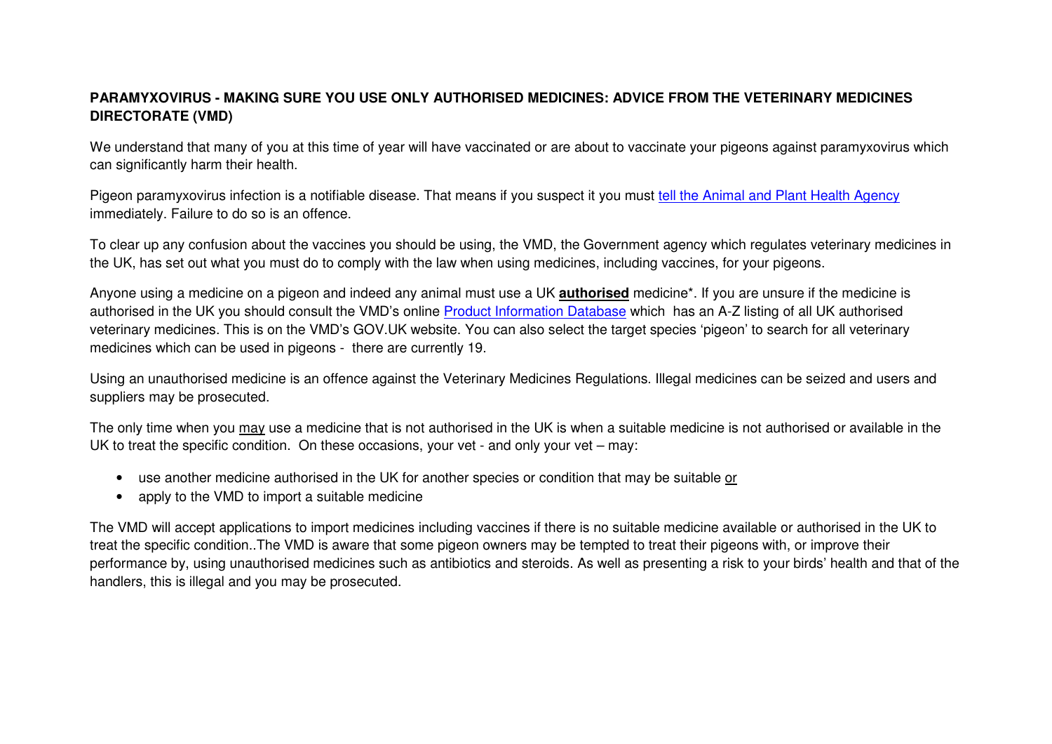**PARAMYXOVIRUS - MAKING SURE YOU USE ONLY AUTHORISED MEDICINES: ADVICE FROM THE VETERINARY MEDICINES DIRECTORATE (VMD)**

We understand that many of you at this time of year will have vaccinated or are about to vaccinate your pigeons against paramyxovirus which can significantly harm their health.

Pigeon paramyxovirus infection is a notifiable disease. That means if you suspect it you must tell the Animal and Plant Health Agency immediately. Failure to do so is an offence.

To clear up any confusion about the vaccines you should be using, the VMD, the Government agency which regulates veterinary medicines in the UK, has set out what you must do to comply with the law when using medicines, including vaccines, for your pigeons.

Anyone using a medicine on a pigeon and indeed any animal must use a UK **authorised** medicine*. If you are unsure if the medicine is authorised in the UK you should consult the VMD's online Product Information Database which has an A-Z listing of all UK authorised veterinary medicines. This is on the VMD's GOV.UK website. You can also select the target species 'pigeon' to search for all veterinary medicines which can be used in pigeons - there are currently 19.

Using an unauthorised medicine is an offence against the Veterinary Medicines Regulations. Illegal medicines can be seized and users and suppliers may be prosecuted.

The only time when you may use a medicine that is not authorised in the UK is when a suitable medicine is not authorised or available in the UK to treat the specific condition. On these occasions, your vet - and only your vet – may:

- use another medicine authorised in the UK for another species or condition that may be suitable or
- apply to the VMD to import a suitable medicine

The VMD will accept applications to import medicines including vaccines if there is no suitable medicine available or authorised in the UK to treat the specific condition..The VMD is aware that some pigeon owners may be tempted to treat their pigeons with, or improve their performance by, using unauthorised medicines such as antibiotics and steroids. As well as presenting a risk to your birds' health and that of the handlers, this is illegal and you may be prosecuted.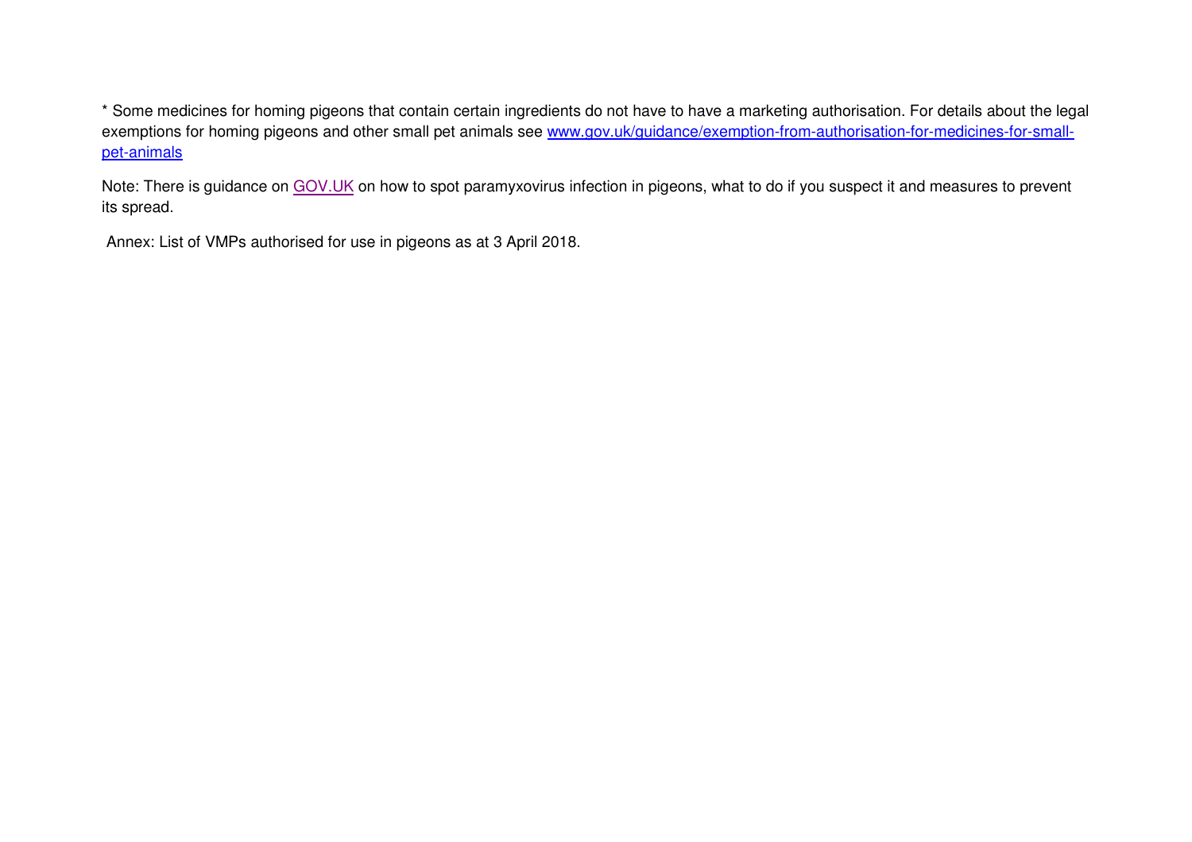* Some medicines for homing pigeons that contain certain ingredients do not have to have a marketing authorisation. For details about the legal exemptions for homing pigeons and other small pet animals see [www.gov.uk/guidance/exemption-from-authorisation-for-medicines-for-small-pet-animals](http://www.gov.uk/guidance/exemption-from-authorisation-for-medicines-for-small-pet-animals)

Note: There is guidance on [GOV.UK](https://www.gov.uk) on how to spot paramyxovirus infection in pigeons, what to do if you suspect it and measures to prevent its spread.

Annex: List of VMPs authorised for use in pigeons as at 3 April 2018.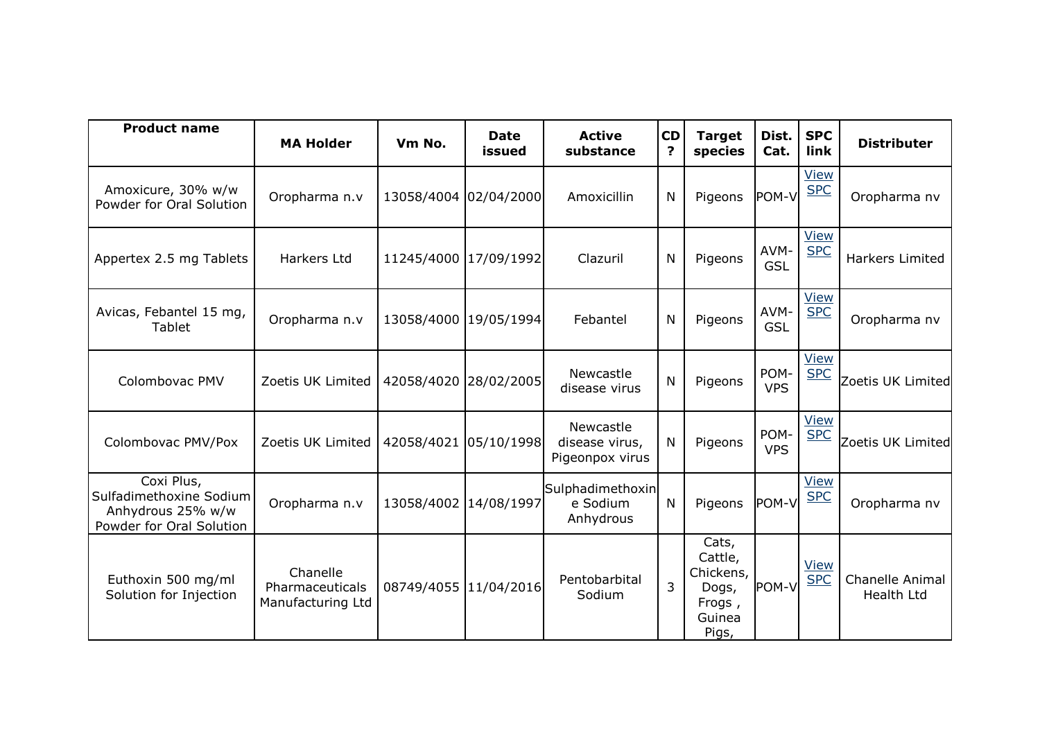| Product name | MA Holder | Vm No. | Date issued | Active substance | CD ? | Target species | Dist. Cat. | SPC link | Distributer |
|---|---|---|---|---|---|---|---|---|---|
| Amoxicure, 30% w/w Powder for Oral Solution | Oropharma n.v | 13058/4004 | 02/04/2000 | Amoxicillin | N | Pigeons | POM-V | View SPC | Oropharma nv |
| Appertex 2.5 mg Tablets | Harkers Ltd | 11245/4000 | 17/09/1992 | Clazuril | N | Pigeons | AVM-GSL | View SPC | Harkers Limited |
| Avicas, Febantel 15 mg, Tablet | Oropharma n.v | 13058/4000 | 19/05/1994 | Febantel | N | Pigeons | AVM-GSL | View SPC | Oropharma nv |
| Colombovac PMV | Zoetis UK Limited | 42058/4020 | 28/02/2005 | Newcastle disease virus | N | Pigeons | POM-VPS | View SPC | Zoetis UK Limited |
| Colombovac PMV/Pox | Zoetis UK Limited | 42058/4021 | 05/10/1998 | Newcastle disease virus, Pigeonpox virus | N | Pigeons | POM-VPS | View SPC | Zoetis UK Limited |
| Coxi Plus, Sulfadimethoxine Sodium Anhydrous 25% w/w Powder for Oral Solution | Oropharma n.v | 13058/4002 | 14/08/1997 | Sulphadimethoxine Sodium Anhydrous | N | Pigeons | POM-V | View SPC | Oropharma nv |
| Euthoxin 500 mg/ml Solution for Injection | Chanelle Pharmaceuticals Manufacturing Ltd | 08749/4055 | 11/04/2016 | Pentobarbital Sodium | 3 | Cats, Cattle, Chickens, Dogs, Frogs , Guinea Pigs, | POM-V | View SPC | Chanelle Animal Health Ltd |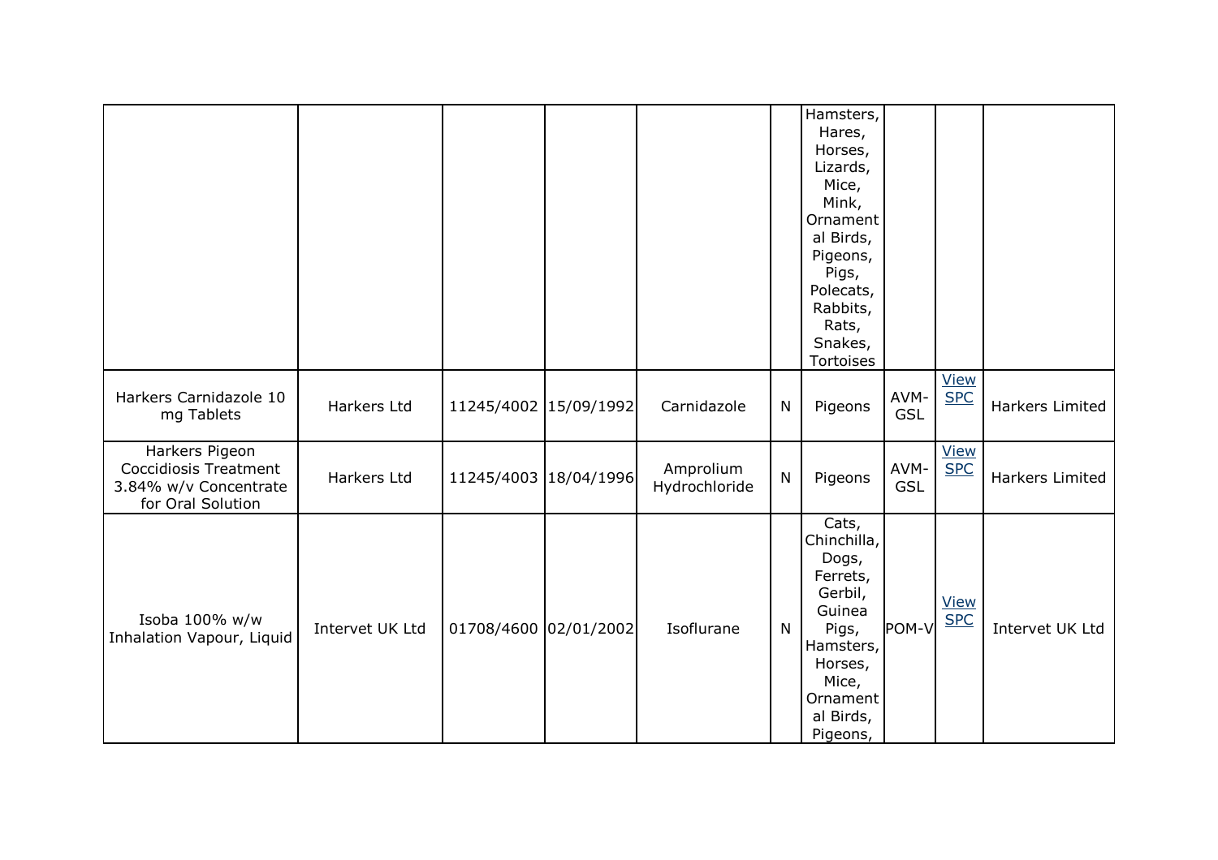| | | | | | | | | | |
|---|---|---|---|---|---|---|---|---|---|
| | | | | | | Hamsters, Hares, Horses, Lizards, Mice, Mink, Ornamental Birds, Pigeons, Pigs, Polecats, Rabbits, Rats, Snakes, Tortoises | | | |
| Harkers Carnidazole 10 mg Tablets | Harkers Ltd | 11245/4002 | 15/09/1992 | Carnidazole | N | Pigeons | AVM-GSL | View SPC | Harkers Limited |
| Harkers Pigeon Coccidiosis Treatment 3.84% w/v Concentrate for Oral Solution | Harkers Ltd | 11245/4003 | 18/04/1996 | Amprolium Hydrochloride | N | Pigeons | AVM-GSL | View SPC | Harkers Limited |
| Isoba 100% w/w Inhalation Vapour, Liquid | Intervet UK Ltd | 01708/4600 | 02/01/2002 | Isoflurane | N | Cats, Chinchilla, Dogs, Ferrets, Gerbil, Guinea Pigs, Hamsters, Horses, Mice, Ornamental Birds, Pigeons, | POM-V | View SPC | Intervet UK Ltd |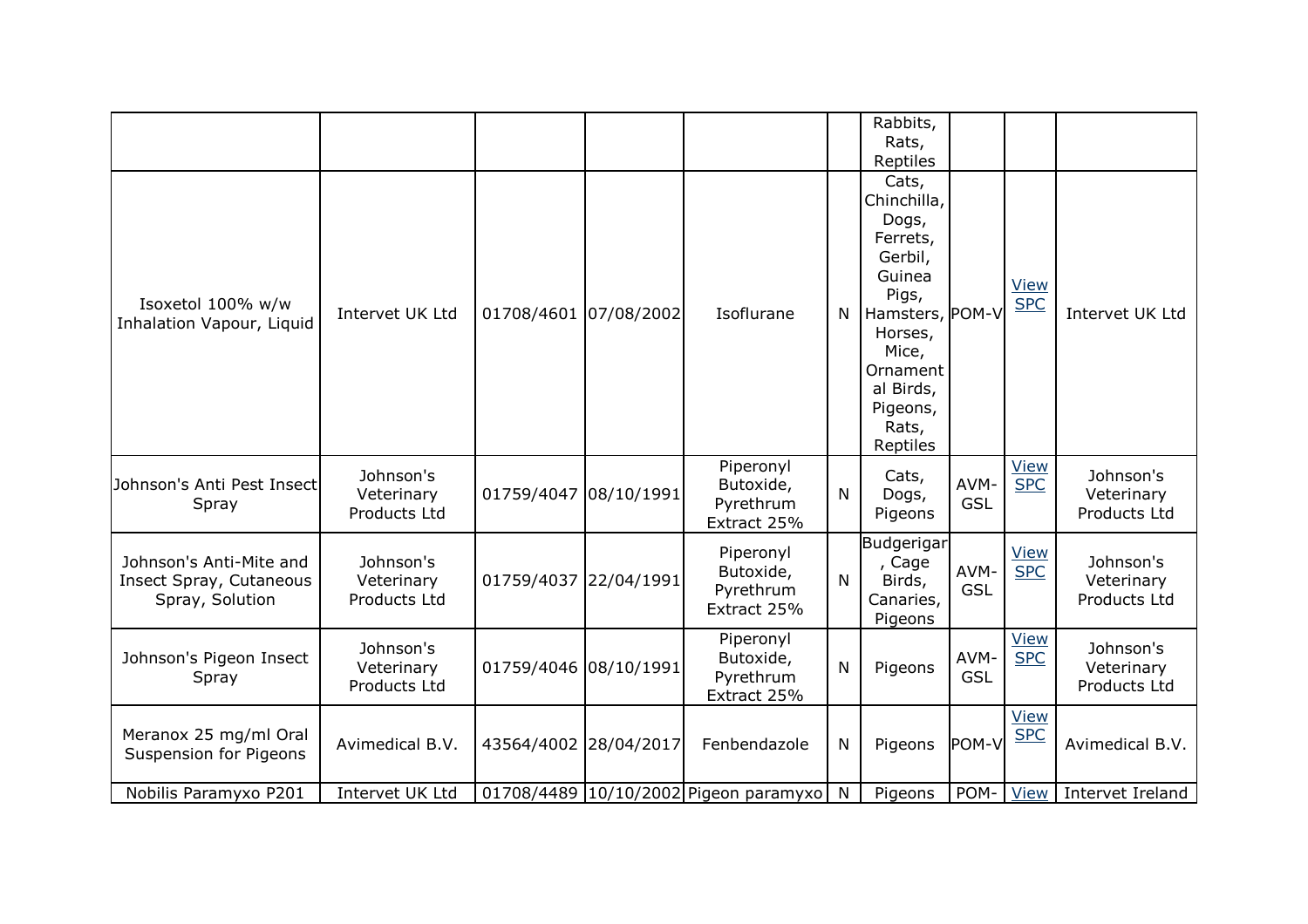| | | | | | | | | | |
|---|---|---|---|---|---|---|---|---|---|
| | | | | | | Rabbits, Rats, Reptiles | | | |
| Isoxetol 100% w/w Inhalation Vapour, Liquid | Intervet UK Ltd | 01708/4601 | 07/08/2002 | Isoflurane | N | Cats, Chinchilla, Dogs, Ferrets, Gerbil, Guinea Pigs, Hamsters, Horses, Mice, Ornamental Birds, Pigeons, Rats, Reptiles | POM-V | View SPC | Intervet UK Ltd |
| Johnson's Anti Pest Insect Spray | Johnson's Veterinary Products Ltd | 01759/4047 | 08/10/1991 | Piperonyl Butoxide, Pyrethrum Extract 25% | N | Cats, Dogs, Pigeons | AVM-GSL | View SPC | Johnson's Veterinary Products Ltd |
| Johnson's Anti-Mite and Insect Spray, Cutaneous Spray, Solution | Johnson's Veterinary Products Ltd | 01759/4037 | 22/04/1991 | Piperonyl Butoxide, Pyrethrum Extract 25% | N | Budgerigar, Cage Birds, Canaries, Pigeons | AVM-GSL | View SPC | Johnson's Veterinary Products Ltd |
| Johnson's Pigeon Insect Spray | Johnson's Veterinary Products Ltd | 01759/4046 | 08/10/1991 | Piperonyl Butoxide, Pyrethrum Extract 25% | N | Pigeons | AVM-GSL | View SPC | Johnson's Veterinary Products Ltd |
| Meranox 25 mg/ml Oral Suspension for Pigeons | Avimedical B.V. | 43564/4002 | 28/04/2017 | Fenbendazole | N | Pigeons | POM-V | View SPC | Avimedical B.V. |
| Nobilis Paramyxo P201 | Intervet UK Ltd | 01708/4489 | 10/10/2002 | Pigeon paramyxo | N | Pigeons | POM- | View | Intervet Ireland |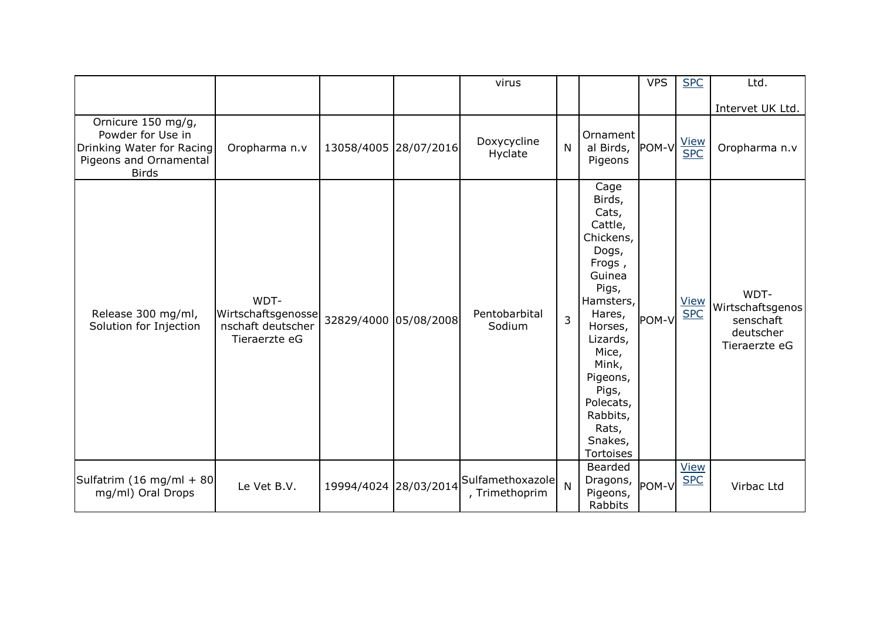| | | | | | | | | | |
|---|---|---|---|---|---|---|---|---|---|
| | | | | virus | | | VPS | SPC | Ltd.<br><br>Intervet UK Ltd. |
| Ornicure 150 mg/g, Powder for Use in Drinking Water for Racing Pigeons and Ornamental Birds | Oropharma n.v | 13058/4005 | 28/07/2016 | Doxycycline Hyclate | N | Ornamental Birds, Pigeons | POM-V | View SPC | Oropharma n.v |
| Release 300 mg/ml, Solution for Injection | WDT-Wirtschaftsgenossenschaft deutscher Tieraerzte eG | 32829/4000 | 05/08/2008 | Pentobarbital Sodium | 3 | Cage Birds, Cats, Cattle, Chickens, Dogs, Frogs , Guinea Pigs, Hamsters, Hares, Horses, Lizards, Mice, Mink, Pigeons, Pigs, Polecats, Rabbits, Rats, Snakes, Tortoises | POM-V | View SPC | WDT-Wirtschaftsgenossenschaft deutscher Tieraerzte eG |
| Sulfatrim (16 mg/ml + 80 mg/ml) Oral Drops | Le Vet B.V. | 19994/4024 | 28/03/2014 | Sulfamethoxazole, Trimethoprim | N | Bearded Dragons, Pigeons, Rabbits | POM-V | View SPC | Virbac Ltd |